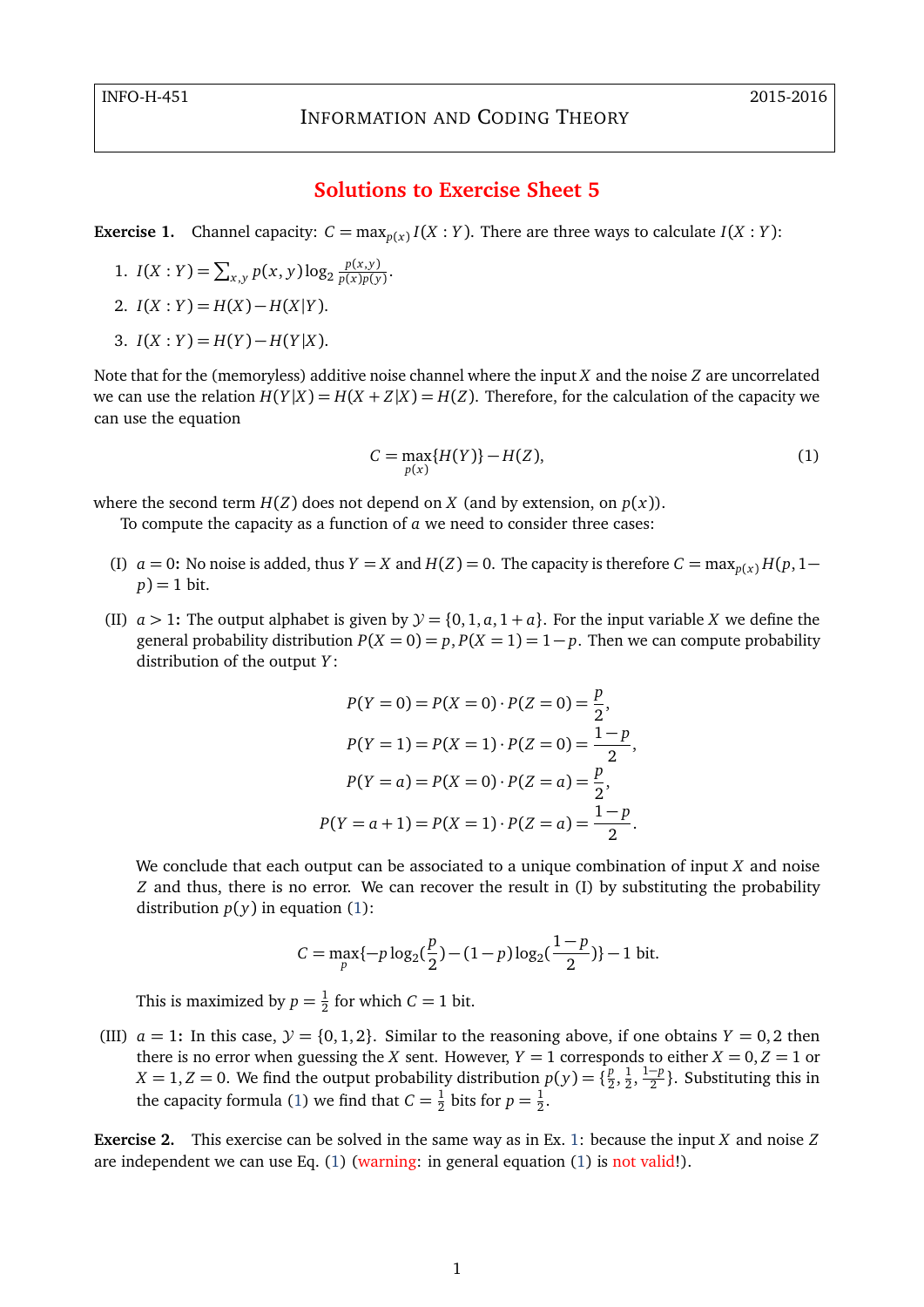INFO-H-451 2015-2016

INFORMATION AND CODING THEORY

# Solutions to Exercise Sheet 5

**Exercise 1.** Channel capacity: $C = \max_{p(x)} I(X : Y)$. There are three ways to calculate $I(X : Y)$:

1. $I(X : Y) = \sum_{x,y} p(x, y) \log_2 \frac{p(x,y)}{p(x)p(y)}$.
2. $I(X : Y) = H(X) - H(X|Y)$.
3. $I(X : Y) = H(Y) - H(Y|X)$.

Note that for the (memoryless) additive noise channel where the input $X$ and the noise $Z$ are uncorrelated we can use the relation $H(Y|X) = H(X + Z|X) = H(Z)$. Therefore, for the calculation of the capacity we can use the equation

$$C = \max_{p(x)}\{H(Y)\} - H(Z), \tag{1}$$

where the second term $H(Z)$ does not depend on $X$ (and by extension, on $p(x)$).

To compute the capacity as a function of $a$ we need to consider three cases:

(I) **$a = 0$:** No noise is added, thus $Y = X$ and $H(Z) = 0$. The capacity is therefore $C = \max_{p(x)} H(p, 1 - p) = 1$ bit.

(II) **$a > 1$:** The output alphabet is given by $\mathcal{Y} = \{0, 1, a, 1 + a\}$. For the input variable $X$ we define the general probability distribution $P(X = 0) = p, P(X = 1) = 1 - p$. Then we can compute probability distribution of the output $Y$:

$$P(Y = 0) = P(X = 0) \cdot P(Z = 0) = \frac{p}{2},$$
$$P(Y = 1) = P(X = 1) \cdot P(Z = 0) = \frac{1-p}{2},$$
$$P(Y = a) = P(X = 0) \cdot P(Z = a) = \frac{p}{2},$$
$$P(Y = a + 1) = P(X = 1) \cdot P(Z = a) = \frac{1-p}{2}.$$

We conclude that each output can be associated to a unique combination of input $X$ and noise $Z$ and thus, there is no error. We can recover the result in (I) by substituting the probability distribution $p(y)$ in equation (1):

$$C = \max_{p}\{-p \log_2(\frac{p}{2}) - (1 - p) \log_2(\frac{1-p}{2})\} - 1 \text{ bit}.$$

This is maximized by $p = \frac{1}{2}$ for which $C = 1$ bit.

(III) **$a = 1$:** In this case, $\mathcal{Y} = \{0, 1, 2\}$. Similar to the reasoning above, if one obtains $Y = 0, 2$ then there is no error when guessing the $X$ sent. However, $Y = 1$ corresponds to either $X = 0, Z = 1$ or $X = 1, Z = 0$. We find the output probability distribution $p(y) = \{\frac{p}{2}, \frac{1}{2}, \frac{1-p}{2}\}$. Substituting this in the capacity formula (1) we find that $C = \frac{1}{2}$ bits for $p = \frac{1}{2}$.

**Exercise 2.** This exercise can be solved in the same way as in Ex. 1: because the input $X$ and noise $Z$ are independent we can use Eq. (1) (warning: in general equation (1) is not valid!).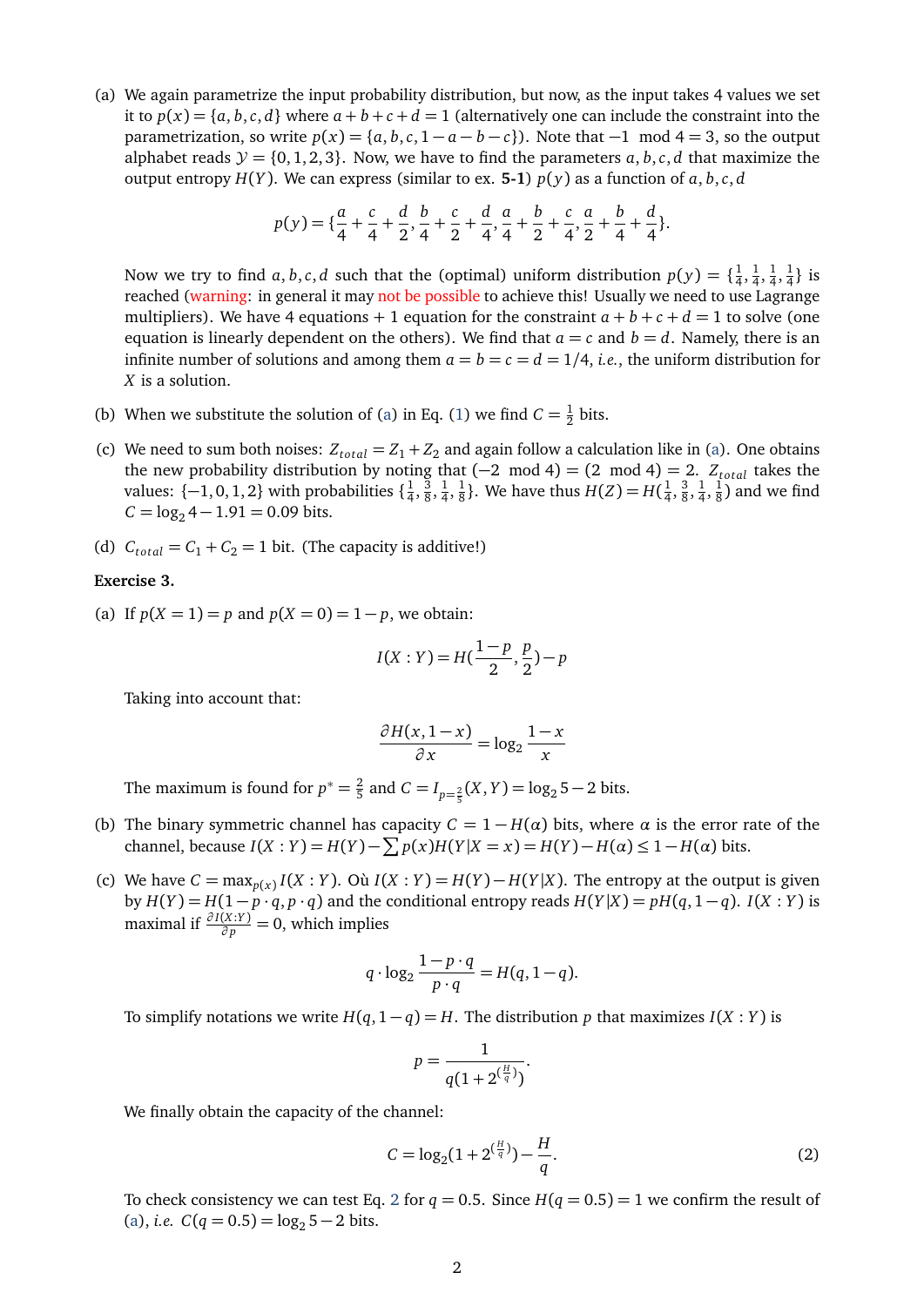(a) We again parametrize the input probability distribution, but now, as the input takes 4 values we set it to $p(x) = \{a, b, c, d\}$ where $a + b + c + d = 1$ (alternatively one can include the constraint into the parametrization, so write $p(x) = \{a, b, c, 1 - a - b - c\}$). Note that $-1 \mod 4 = 3$, so the output alphabet reads $\mathcal{Y} = \{0, 1, 2, 3\}$. Now, we have to find the parameters $a, b, c, d$ that maximize the output entropy $H(Y)$. We can express (similar to ex. **5-1**) $p(y)$ as a function of $a, b, c, d$

$$p(y) = \{\frac{a}{4} + \frac{c}{4} + \frac{d}{2}, \frac{b}{4} + \frac{c}{2} + \frac{d}{4}, \frac{a}{4} + \frac{b}{2} + \frac{c}{4}, \frac{a}{2} + \frac{b}{4} + \frac{d}{4}\}.$$

Now we try to find $a, b, c, d$ such that the (optimal) uniform distribution $p(y) = \{\frac{1}{4}, \frac{1}{4}, \frac{1}{4}, \frac{1}{4}\}$ is reached (warning: in general it may not be possible to achieve this! Usually we need to use Lagrange multipliers). We have 4 equations + 1 equation for the constraint $a + b + c + d = 1$ to solve (one equation is linearly dependent on the others). We find that $a = c$ and $b = d$. Namely, there is an infinite number of solutions and among them $a = b = c = d = 1/4$, *i.e.*, the uniform distribution for $X$ is a solution.

(b) When we substitute the solution of (a) in Eq. (1) we find $C = \frac{1}{2}$ bits.

(c) We need to sum both noises: $Z_{total} = Z_1 + Z_2$ and again follow a calculation like in (a). One obtains the new probability distribution by noting that $(-2 \mod 4) = (2 \mod 4) = 2$. $Z_{total}$ takes the values: $\{-1, 0, 1, 2\}$ with probabilities $\{\frac{1}{4}, \frac{3}{8}, \frac{1}{4}, \frac{1}{8}\}$. We have thus $H(Z) = H(\frac{1}{4}, \frac{3}{8}, \frac{1}{4}, \frac{1}{8})$ and we find $C = \log_2 4 - 1.91 = 0.09$ bits.

(d) $C_{total} = C_1 + C_2 = 1$ bit. (The capacity is additive!)

**Exercise 3.**

(a) If $p(X = 1) = p$ and $p(X = 0) = 1 - p$, we obtain:

$$I(X:Y) = H(\frac{1-p}{2}, \frac{p}{2}) - p$$

Taking into account that:

$$\frac{\partial H(x, 1-x)}{\partial x} = \log_2 \frac{1-x}{x}$$

The maximum is found for $p^* = \frac{2}{5}$ and $C = I_{p=\frac{2}{5}}(X, Y) = \log_2 5 - 2$ bits.

(b) The binary symmetric channel has capacity $C = 1 - H(\alpha)$ bits, where $\alpha$ is the error rate of the channel, because $I(X:Y) = H(Y) - \sum p(x) H(Y|X = x) = H(Y) - H(\alpha) \leq 1 - H(\alpha)$ bits.

(c) We have $C = \max_{p(x)} I(X:Y)$. Où $I(X:Y) = H(Y) - H(Y|X)$. The entropy at the output is given by $H(Y) = H(1 - p \cdot q, p \cdot q)$ and the conditional entropy reads $H(Y|X) = pH(q, 1-q)$. $I(X:Y)$ is maximal if $\frac{\partial I(X:Y)}{\partial p} = 0$, which implies

$$q \cdot \log_2 \frac{1 - p \cdot q}{p \cdot q} = H(q, 1-q).$$

To simplify notations we write $H(q, 1-q) = H$. The distribution $p$ that maximizes $I(X:Y)$ is

$$p = \frac{1}{q(1 + 2^{(\frac{H}{q})})}.$$

We finally obtain the capacity of the channel:

$$C = \log_2(1 + 2^{(\frac{H}{q})}) - \frac{H}{q}. \tag{2}$$

To check consistency we can test Eq. 2 for $q = 0.5$. Since $H(q = 0.5) = 1$ we confirm the result of (a), *i.e.* $C(q = 0.5) = \log_2 5 - 2$ bits.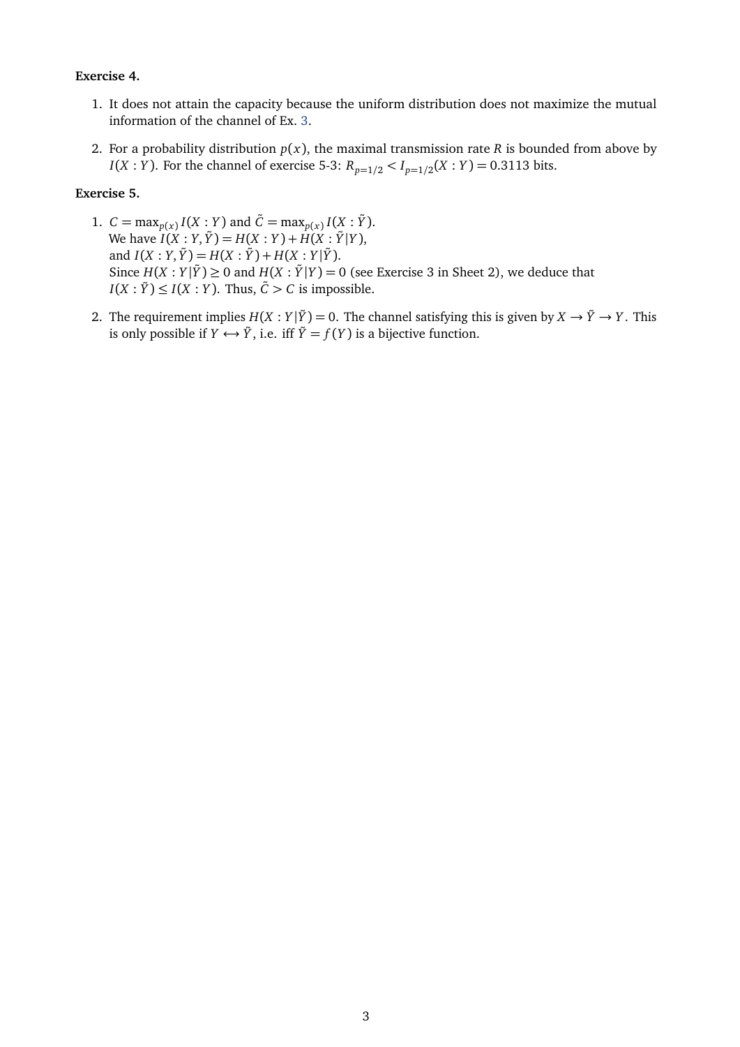**Exercise 4.**

1. It does not attain the capacity because the uniform distribution does not maximize the mutual information of the channel of Ex. 3.

2. For a probability distribution $p(x)$, the maximal transmission rate $R$ is bounded from above by $I(X:Y)$. For the channel of exercise 5-3: $R_{p=1/2} < I_{p=1/2}(X:Y) = 0.3113$ bits.

**Exercise 5.**

1. $C = \max_{p(x)} I(X:Y)$ and $\tilde{C} = \max_{p(x)} I(X:\tilde{Y})$.
   We have $I(X:Y,\tilde{Y}) = H(X:Y) + H(X:\tilde{Y}|Y)$,
   and $I(X:Y,\tilde{Y}) = H(X:\tilde{Y}) + H(X:Y|\tilde{Y})$.
   Since $H(X:Y|\tilde{Y}) \geq 0$ and $H(X:\tilde{Y}|Y) = 0$ (see Exercise 3 in Sheet 2), we deduce that $I(X:\tilde{Y}) \leq I(X:Y)$. Thus, $\tilde{C} > C$ is impossible.

2. The requirement implies $H(X:Y|\tilde{Y}) = 0$. The channel satisfying this is given by $X \to \tilde{Y} \to Y$. This is only possible if $Y \leftrightarrow \tilde{Y}$, i.e. iff $\tilde{Y} = f(Y)$ is a bijective function.